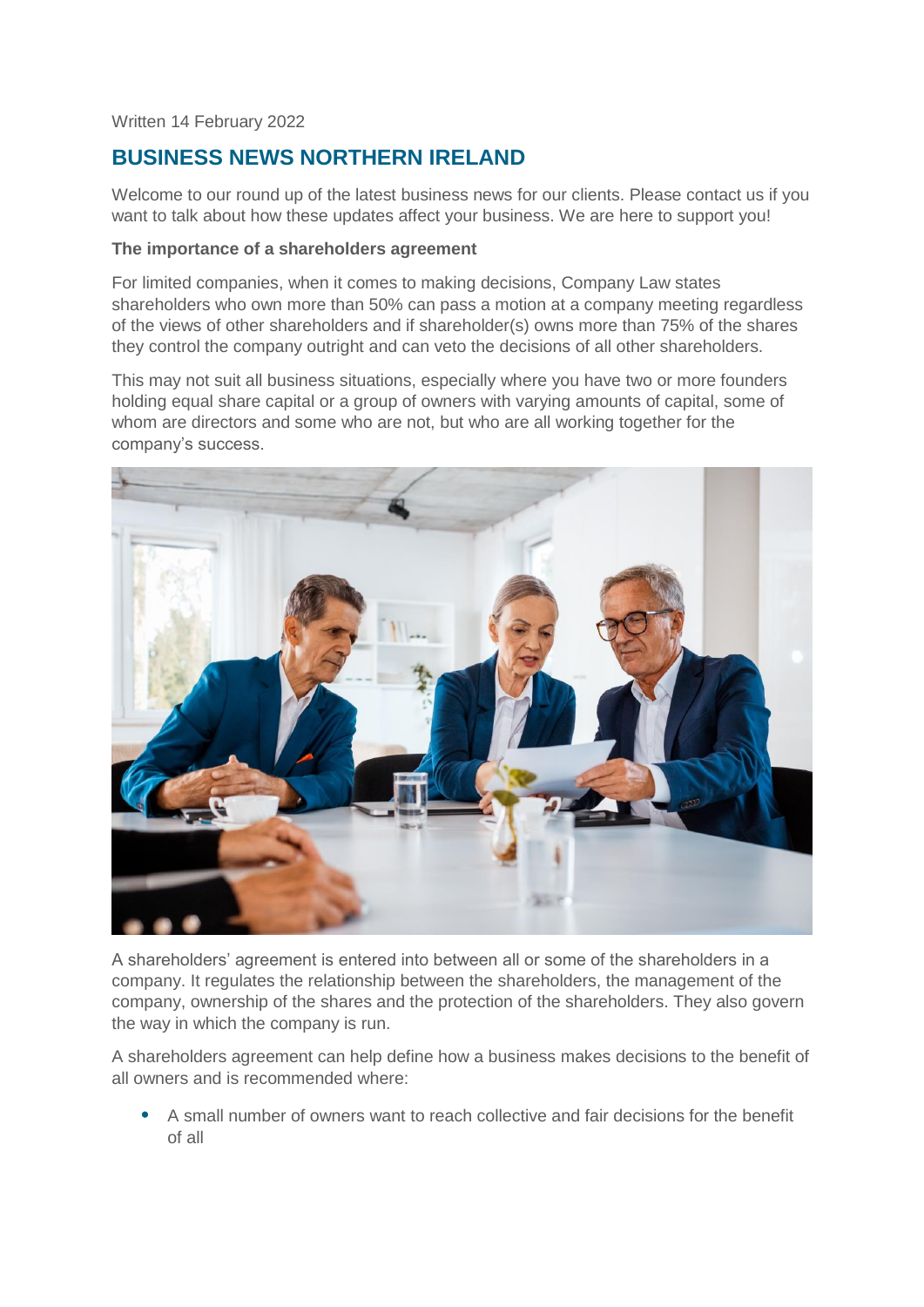Written 14 February 2022

## BUSINESS NEWS NORTHERN IRELAND

Welcome to our round up of the latest business news for our clients. Please contact us if you want to talk about how these updates affect your business. We are here to support you!

**The importance of a shareholders agreement**

For limited companies, when it comes to making decisions, Company Law states shareholders who own more than 50% can pass a motion at a company meeting regardless of the views of other shareholders and if shareholder(s) owns more than 75% of the shares they control the company outright and can veto the decisions of all other shareholders.

This may not suit all business situations, especially where you have two or more founders holding equal share capital or a group of owners with varying amounts of capital, some of whom are directors and some who are not, but who are all working together for the company's success.

A shareholders' agreement is entered into between all or some of the shareholders in a company. It regulates the relationship between the shareholders, the management of the company, ownership of the shares and the protection of the shareholders. They also govern the way in which the company is run.

A shareholders agreement can help define how a business makes decisions to the benefit of all owners and is recommended where:

- A small number of owners want to reach collective and fair decisions for the benefit of all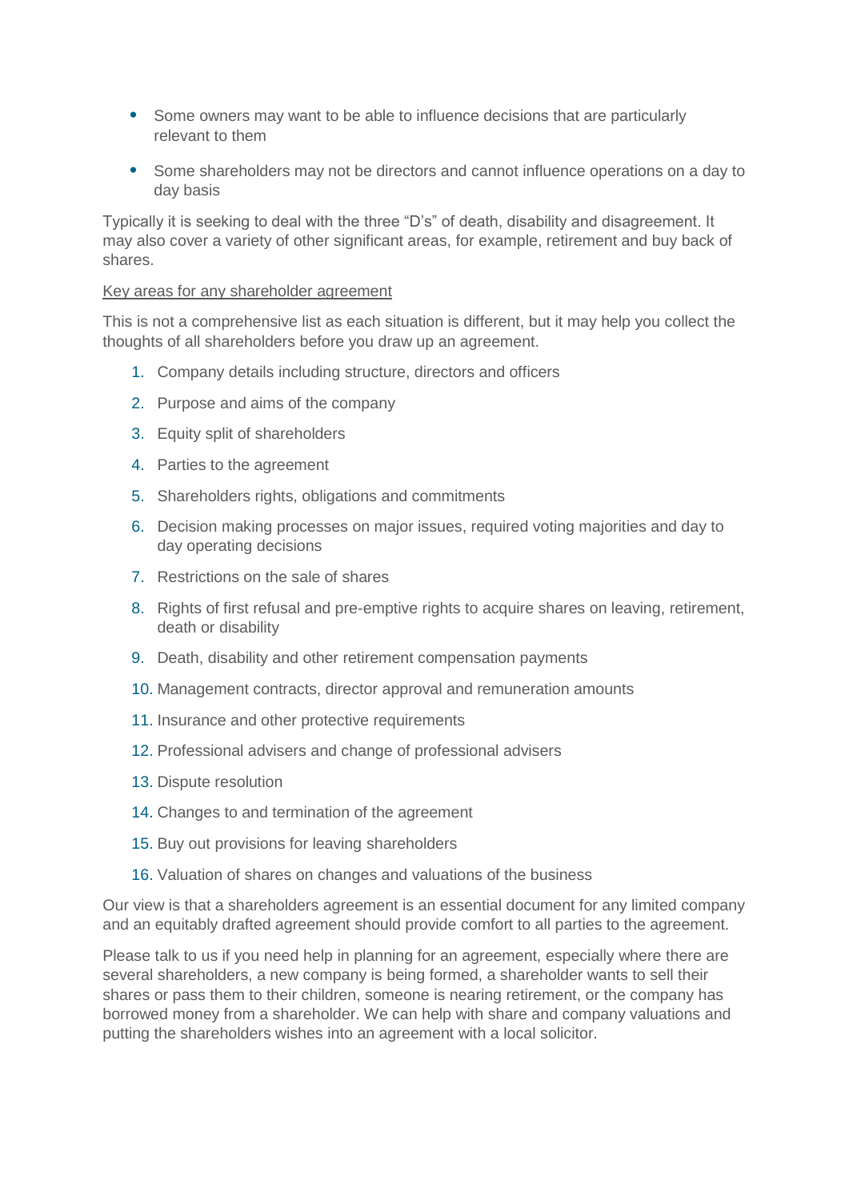- Some owners may want to be able to influence decisions that are particularly relevant to them
- Some shareholders may not be directors and cannot influence operations on a day to day basis

Typically it is seeking to deal with the three "D's" of death, disability and disagreement. It may also cover a variety of other significant areas, for example, retirement and buy back of shares.

<u>Key areas for any shareholder agreement</u>

This is not a comprehensive list as each situation is different, but it may help you collect the thoughts of all shareholders before you draw up an agreement.

1. Company details including structure, directors and officers
2. Purpose and aims of the company
3. Equity split of shareholders
4. Parties to the agreement
5. Shareholders rights, obligations and commitments
6. Decision making processes on major issues, required voting majorities and day to day operating decisions
7. Restrictions on the sale of shares
8. Rights of first refusal and pre-emptive rights to acquire shares on leaving, retirement, death or disability
9. Death, disability and other retirement compensation payments
10. Management contracts, director approval and remuneration amounts
11. Insurance and other protective requirements
12. Professional advisers and change of professional advisers
13. Dispute resolution
14. Changes to and termination of the agreement
15. Buy out provisions for leaving shareholders
16. Valuation of shares on changes and valuations of the business

Our view is that a shareholders agreement is an essential document for any limited company and an equitably drafted agreement should provide comfort to all parties to the agreement.

Please talk to us if you need help in planning for an agreement, especially where there are several shareholders, a new company is being formed, a shareholder wants to sell their shares or pass them to their children, someone is nearing retirement, or the company has borrowed money from a shareholder. We can help with share and company valuations and putting the shareholders wishes into an agreement with a local solicitor.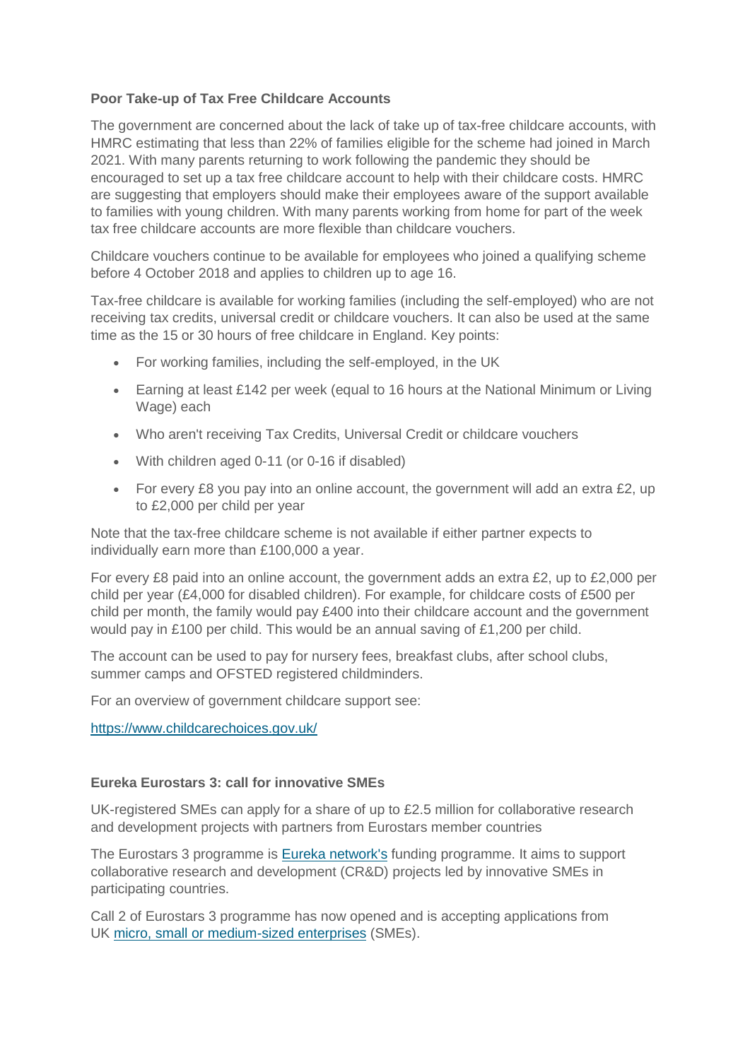**Poor Take-up of Tax Free Childcare Accounts**

The government are concerned about the lack of take up of tax-free childcare accounts, with HMRC estimating that less than 22% of families eligible for the scheme had joined in March 2021. With many parents returning to work following the pandemic they should be encouraged to set up a tax free childcare account to help with their childcare costs. HMRC are suggesting that employers should make their employees aware of the support available to families with young children. With many parents working from home for part of the week tax free childcare accounts are more flexible than childcare vouchers.

Childcare vouchers continue to be available for employees who joined a qualifying scheme before 4 October 2018 and applies to children up to age 16.

Tax-free childcare is available for working families (including the self-employed) who are not receiving tax credits, universal credit or childcare vouchers. It can also be used at the same time as the 15 or 30 hours of free childcare in England. Key points:

- For working families, including the self-employed, in the UK
- Earning at least £142 per week (equal to 16 hours at the National Minimum or Living Wage) each
- Who aren't receiving Tax Credits, Universal Credit or childcare vouchers
- With children aged 0-11 (or 0-16 if disabled)
- For every £8 you pay into an online account, the government will add an extra £2, up to £2,000 per child per year

Note that the tax-free childcare scheme is not available if either partner expects to individually earn more than £100,000 a year.

For every £8 paid into an online account, the government adds an extra £2, up to £2,000 per child per year (£4,000 for disabled children). For example, for childcare costs of £500 per child per month, the family would pay £400 into their childcare account and the government would pay in £100 per child. This would be an annual saving of £1,200 per child.

The account can be used to pay for nursery fees, breakfast clubs, after school clubs, summer camps and OFSTED registered childminders.

For an overview of government childcare support see:

[https://www.childcarechoices.gov.uk/](https://www.childcarechoices.gov.uk/)

**Eureka Eurostars 3: call for innovative SMEs**

UK-registered SMEs can apply for a share of up to £2.5 million for collaborative research and development projects with partners from Eurostars member countries

The Eurostars 3 programme is [Eureka network's](#) funding programme. It aims to support collaborative research and development (CR&D) projects led by innovative SMEs in participating countries.

Call 2 of Eurostars 3 programme has now opened and is accepting applications from UK [micro, small or medium-sized enterprises](#) (SMEs).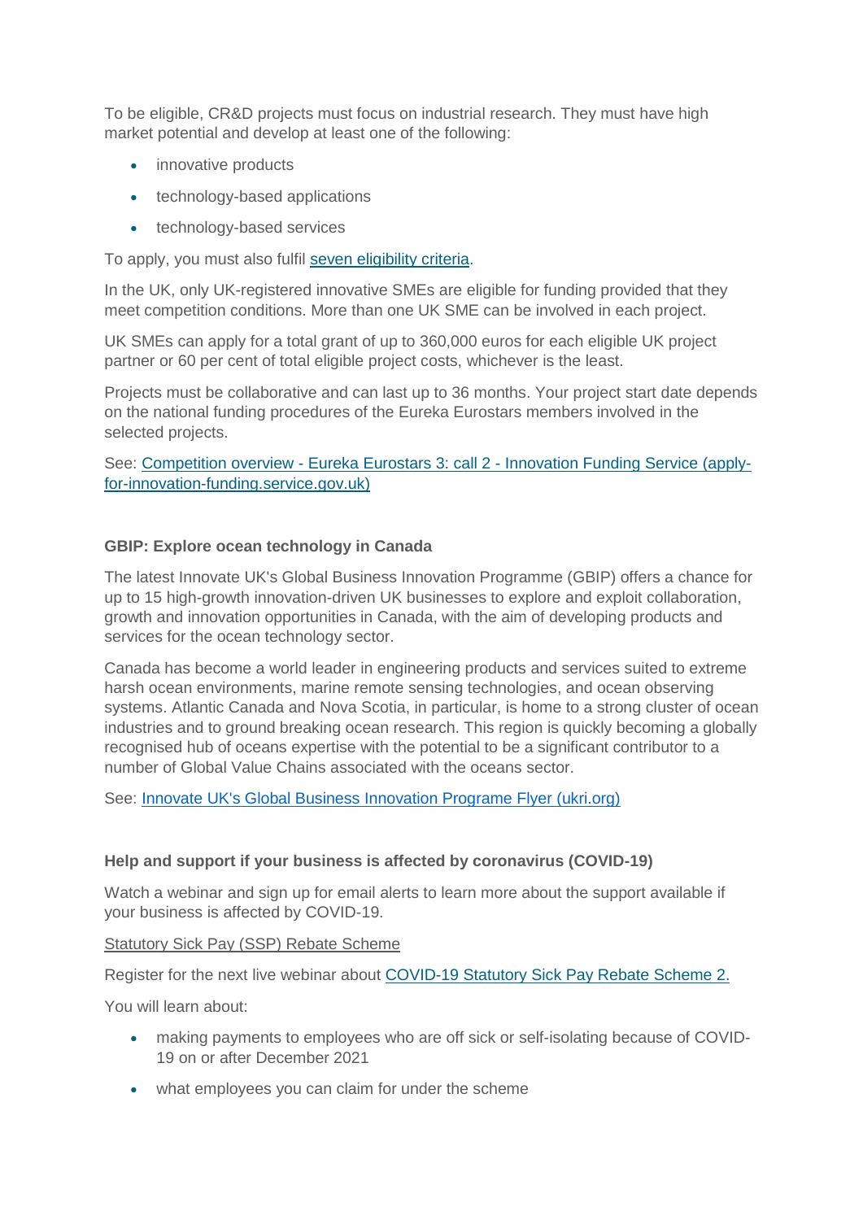To be eligible, CR&D projects must focus on industrial research. They must have high market potential and develop at least one of the following:

- innovative products
- technology-based applications
- technology-based services

To apply, you must also fulfil [seven eligibility criteria](#).

In the UK, only UK-registered innovative SMEs are eligible for funding provided that they meet competition conditions. More than one UK SME can be involved in each project.

UK SMEs can apply for a total grant of up to 360,000 euros for each eligible UK project partner or 60 per cent of total eligible project costs, whichever is the least.

Projects must be collaborative and can last up to 36 months. Your project start date depends on the national funding procedures of the Eureka Eurostars members involved in the selected projects.

See: [Competition overview - Eureka Eurostars 3: call 2 - Innovation Funding Service (apply-for-innovation-funding.service.gov.uk)](#)

**GBIP: Explore ocean technology in Canada**

The latest Innovate UK's Global Business Innovation Programme (GBIP) offers a chance for up to 15 high-growth innovation-driven UK businesses to explore and exploit collaboration, growth and innovation opportunities in Canada, with the aim of developing products and services for the ocean technology sector.

Canada has become a world leader in engineering products and services suited to extreme harsh ocean environments, marine remote sensing technologies, and ocean observing systems. Atlantic Canada and Nova Scotia, in particular, is home to a strong cluster of ocean industries and to ground breaking ocean research. This region is quickly becoming a globally recognised hub of oceans expertise with the potential to be a significant contributor to a number of Global Value Chains associated with the oceans sector.

See: [Innovate UK's Global Business Innovation Programe Flyer (ukri.org)](#)

**Help and support if your business is affected by coronavirus (COVID-19)**

Watch a webinar and sign up for email alerts to learn more about the support available if your business is affected by COVID-19.

Statutory Sick Pay (SSP) Rebate Scheme

Register for the next live webinar about [COVID-19 Statutory Sick Pay Rebate Scheme 2.](#)

You will learn about:

- making payments to employees who are off sick or self-isolating because of COVID-19 on or after December 2021
- what employees you can claim for under the scheme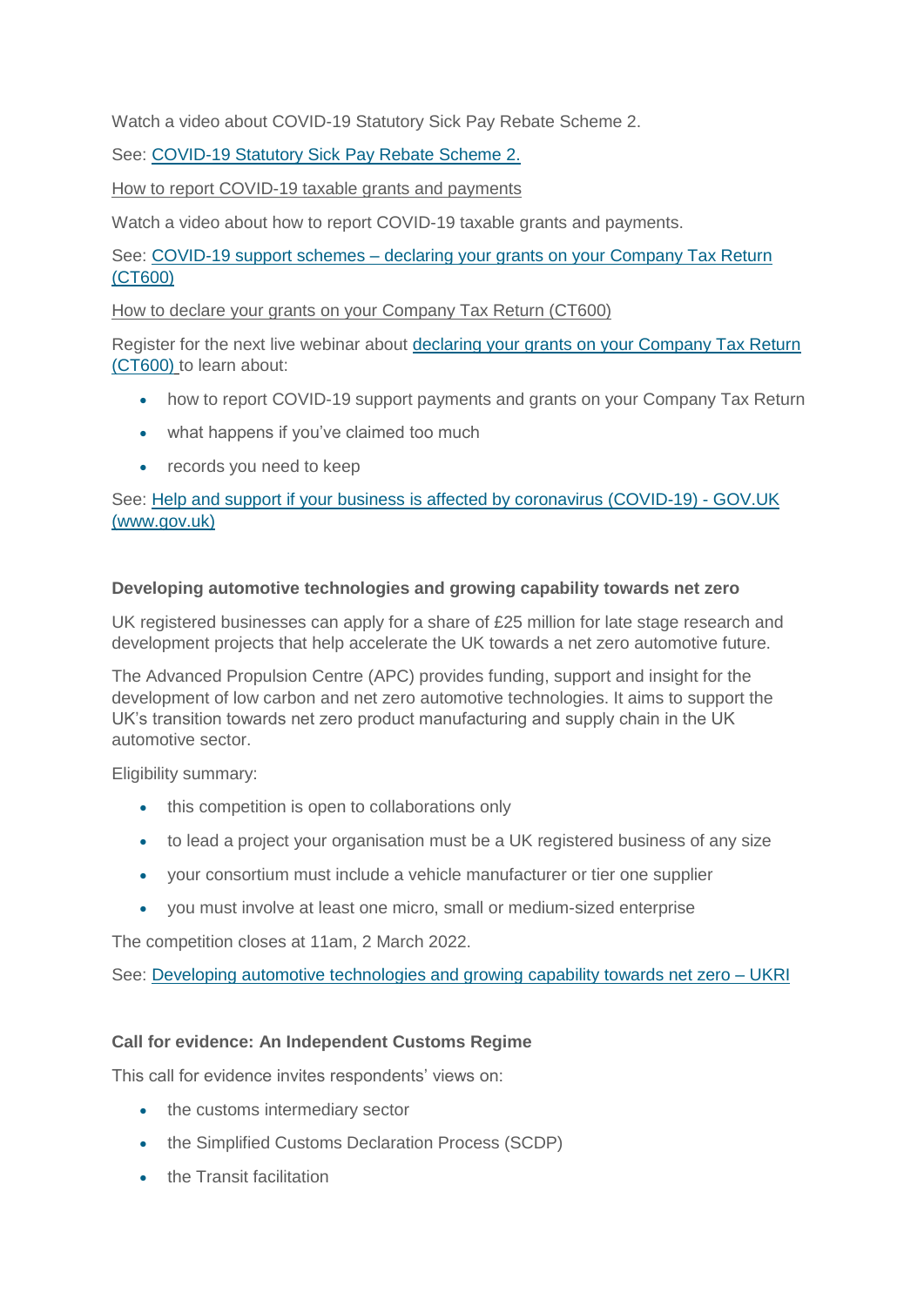Watch a video about COVID-19 Statutory Sick Pay Rebate Scheme 2.

See: [COVID-19 Statutory Sick Pay Rebate Scheme 2.]()

[How to report COVID-19 taxable grants and payments]()

Watch a video about how to report COVID-19 taxable grants and payments.

See: [COVID-19 support schemes – declaring your grants on your Company Tax Return (CT600)]()

[How to declare your grants on your Company Tax Return (CT600)]()

Register for the next live webinar about [declaring your grants on your Company Tax Return (CT600)]() to learn about:

- how to report COVID-19 support payments and grants on your Company Tax Return
- what happens if you've claimed too much
- records you need to keep

See: [Help and support if your business is affected by coronavirus (COVID-19) - GOV.UK (www.gov.uk)]()

**Developing automotive technologies and growing capability towards net zero**

UK registered businesses can apply for a share of £25 million for late stage research and development projects that help accelerate the UK towards a net zero automotive future.

The Advanced Propulsion Centre (APC) provides funding, support and insight for the development of low carbon and net zero automotive technologies. It aims to support the UK's transition towards net zero product manufacturing and supply chain in the UK automotive sector.

Eligibility summary:

- this competition is open to collaborations only
- to lead a project your organisation must be a UK registered business of any size
- your consortium must include a vehicle manufacturer or tier one supplier
- you must involve at least one micro, small or medium-sized enterprise

The competition closes at 11am, 2 March 2022.

See: [Developing automotive technologies and growing capability towards net zero – UKRI]()

**Call for evidence: An Independent Customs Regime**

This call for evidence invites respondents' views on:

- the customs intermediary sector
- the Simplified Customs Declaration Process (SCDP)
- the Transit facilitation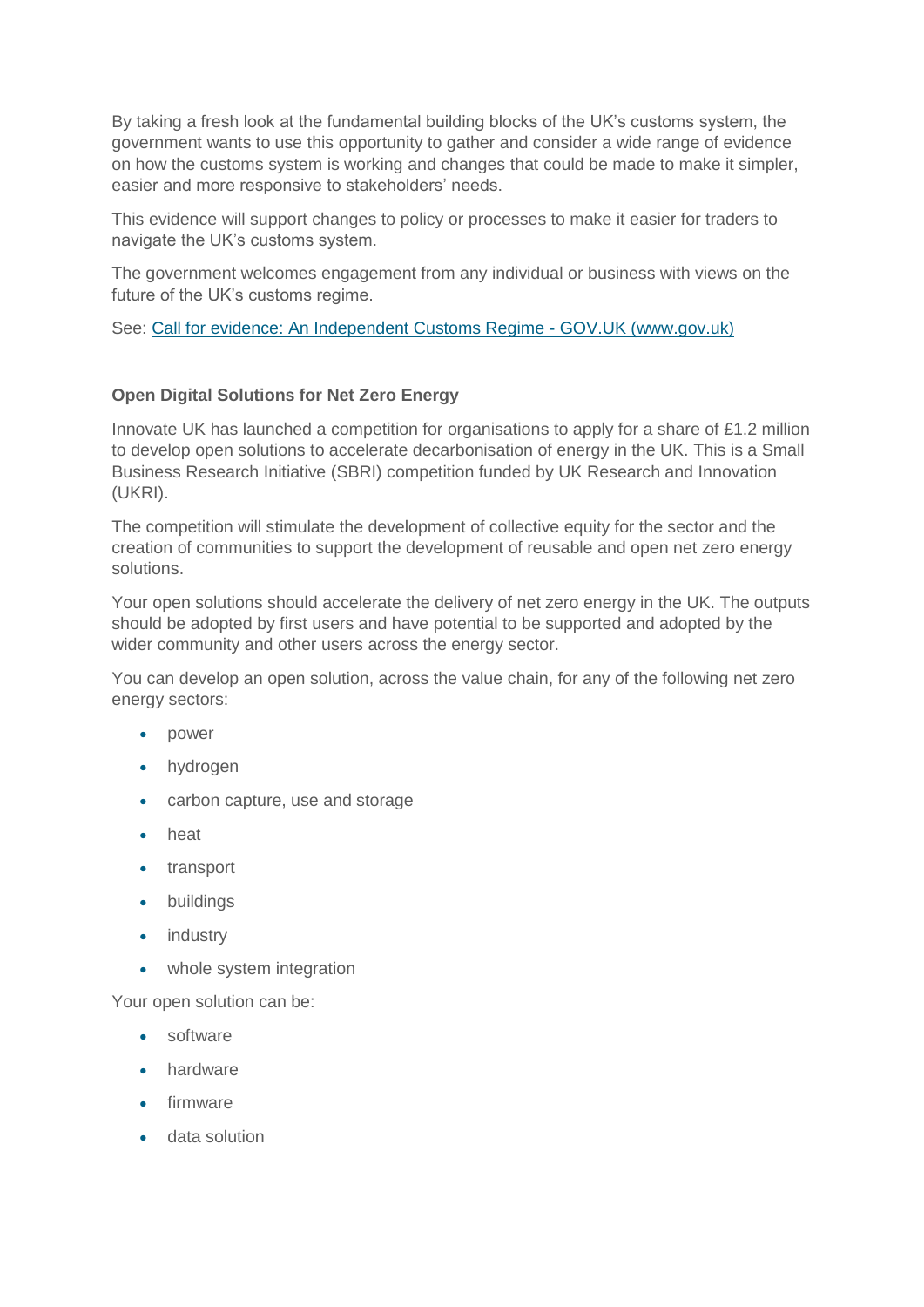By taking a fresh look at the fundamental building blocks of the UK's customs system, the government wants to use this opportunity to gather and consider a wide range of evidence on how the customs system is working and changes that could be made to make it simpler, easier and more responsive to stakeholders' needs.

This evidence will support changes to policy or processes to make it easier for traders to navigate the UK's customs system.

The government welcomes engagement from any individual or business with views on the future of the UK's customs regime.

See: [Call for evidence: An Independent Customs Regime - GOV.UK (www.gov.uk)](https://www.gov.uk)

**Open Digital Solutions for Net Zero Energy**

Innovate UK has launched a competition for organisations to apply for a share of £1.2 million to develop open solutions to accelerate decarbonisation of energy in the UK. This is a Small Business Research Initiative (SBRI) competition funded by UK Research and Innovation (UKRI).

The competition will stimulate the development of collective equity for the sector and the creation of communities to support the development of reusable and open net zero energy solutions.

Your open solutions should accelerate the delivery of net zero energy in the UK. The outputs should be adopted by first users and have potential to be supported and adopted by the wider community and other users across the energy sector.

You can develop an open solution, across the value chain, for any of the following net zero energy sectors:

- power
- hydrogen
- carbon capture, use and storage
- heat
- transport
- buildings
- industry
- whole system integration

Your open solution can be:

- software
- hardware
- firmware
- data solution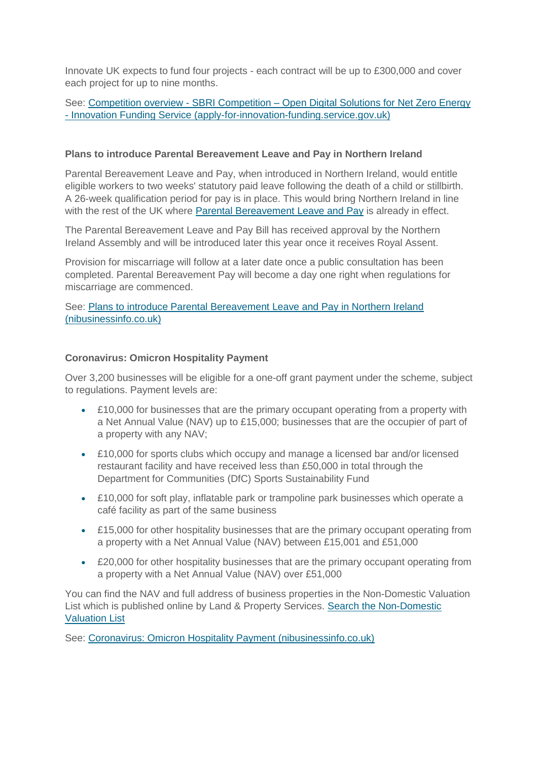Innovate UK expects to fund four projects - each contract will be up to £300,000 and cover each project for up to nine months.

See: [Competition overview - SBRI Competition – Open Digital Solutions for Net Zero Energy - Innovation Funding Service (apply-for-innovation-funding.service.gov.uk)]()

**Plans to introduce Parental Bereavement Leave and Pay in Northern Ireland**

Parental Bereavement Leave and Pay, when introduced in Northern Ireland, would entitle eligible workers to two weeks' statutory paid leave following the death of a child or stillbirth. A 26-week qualification period for pay is in place. This would bring Northern Ireland in line with the rest of the UK where [Parental Bereavement Leave and Pay]() is already in effect.

The Parental Bereavement Leave and Pay Bill has received approval by the Northern Ireland Assembly and will be introduced later this year once it receives Royal Assent.

Provision for miscarriage will follow at a later date once a public consultation has been completed. Parental Bereavement Pay will become a day one right when regulations for miscarriage are commenced.

See: [Plans to introduce Parental Bereavement Leave and Pay in Northern Ireland (nibusinessinfo.co.uk)]()

**Coronavirus: Omicron Hospitality Payment**

Over 3,200 businesses will be eligible for a one-off grant payment under the scheme, subject to regulations. Payment levels are:

- £10,000 for businesses that are the primary occupant operating from a property with a Net Annual Value (NAV) up to £15,000; businesses that are the occupier of part of a property with any NAV;
- £10,000 for sports clubs which occupy and manage a licensed bar and/or licensed restaurant facility and have received less than £50,000 in total through the Department for Communities (DfC) Sports Sustainability Fund
- £10,000 for soft play, inflatable park or trampoline park businesses which operate a café facility as part of the same business
- £15,000 for other hospitality businesses that are the primary occupant operating from a property with a Net Annual Value (NAV) between £15,001 and £51,000
- £20,000 for other hospitality businesses that are the primary occupant operating from a property with a Net Annual Value (NAV) over £51,000

You can find the NAV and full address of business properties in the Non-Domestic Valuation List which is published online by Land & Property Services. [Search the Non-Domestic Valuation List]()

See: [Coronavirus: Omicron Hospitality Payment (nibusinessinfo.co.uk)]()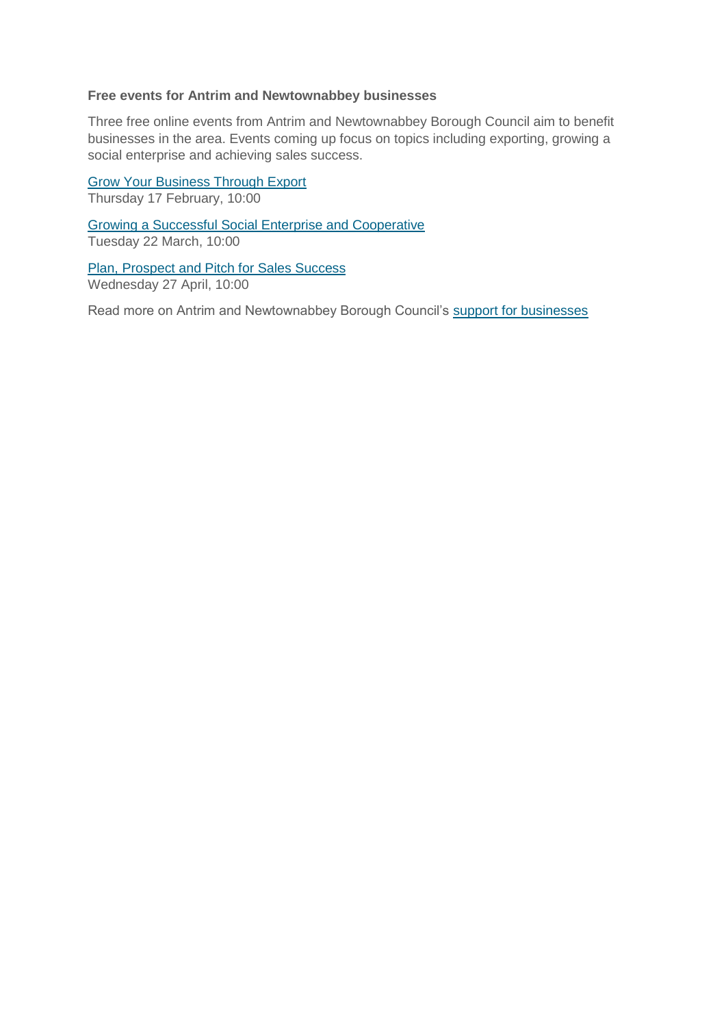**Free events for Antrim and Newtownabbey businesses**

Three free online events from Antrim and Newtownabbey Borough Council aim to benefit businesses in the area. Events coming up focus on topics including exporting, growing a social enterprise and achieving sales success.

Grow Your Business Through Export
Thursday 17 February, 10:00

Growing a Successful Social Enterprise and Cooperative
Tuesday 22 March, 10:00

Plan, Prospect and Pitch for Sales Success
Wednesday 27 April, 10:00

Read more on Antrim and Newtownabbey Borough Council's support for businesses